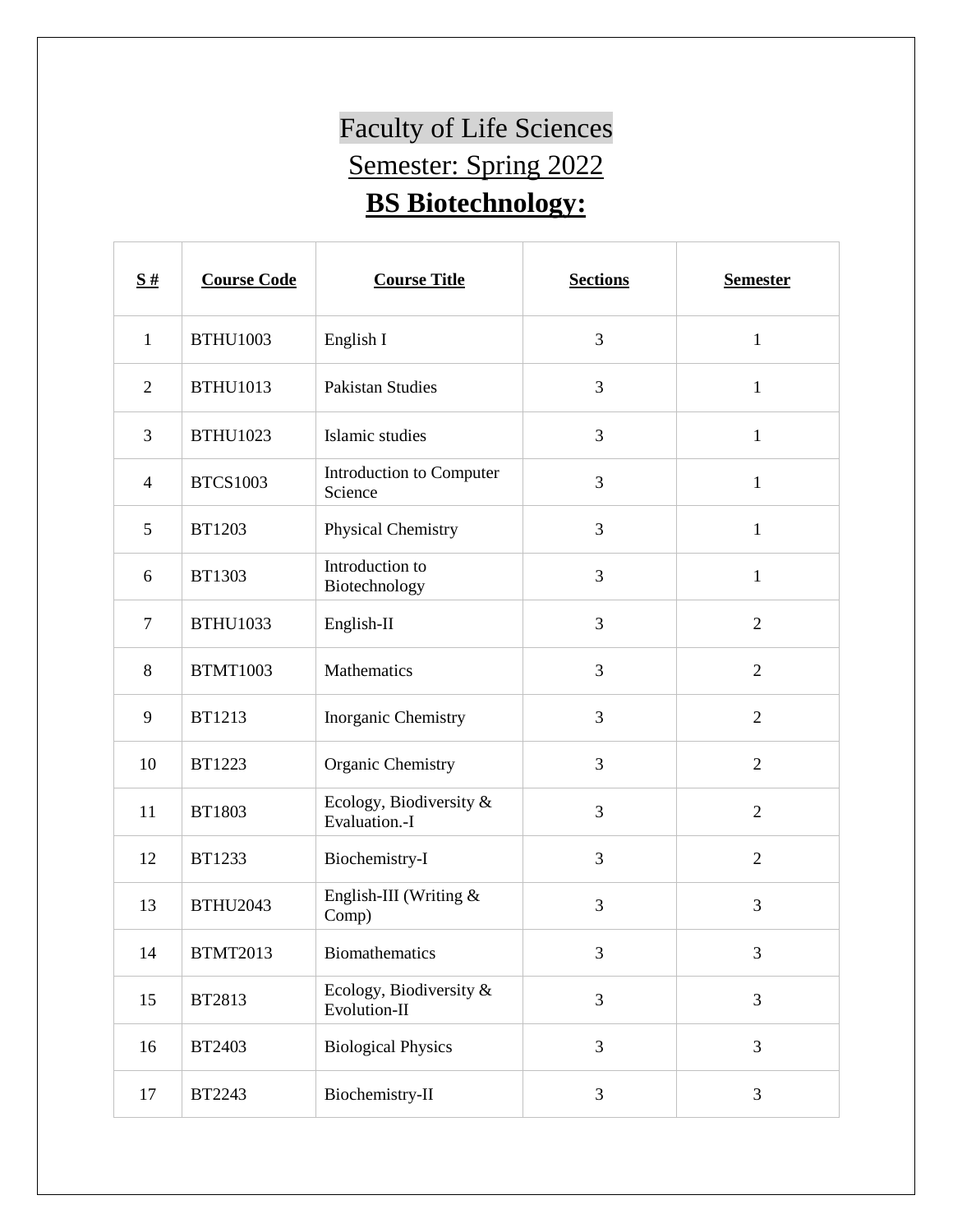# Faculty of Life Sciences

## Semester: Spring 2022

## BS Biotechnology:

| **S #** | **Course Code** | **Course Title** | **Sections** | **Semester** |
|---|---|---|---|---|
| 1 | BTHU1003 | English I | 3 | 1 |
| 2 | BTHU1013 | Pakistan Studies | 3 | 1 |
| 3 | BTHU1023 | Islamic studies | 3 | 1 |
| 4 | BTCS1003 | Introduction to Computer Science | 3 | 1 |
| 5 | BT1203 | Physical Chemistry | 3 | 1 |
| 6 | BT1303 | Introduction to Biotechnology | 3 | 1 |
| 7 | BTHU1033 | English-II | 3 | 2 |
| 8 | BTMT1003 | Mathematics | 3 | 2 |
| 9 | BT1213 | Inorganic Chemistry | 3 | 2 |
| 10 | BT1223 | Organic Chemistry | 3 | 2 |
| 11 | BT1803 | Ecology, Biodiversity & Evaluation.-I | 3 | 2 |
| 12 | BT1233 | Biochemistry-I | 3 | 2 |
| 13 | BTHU2043 | English-III (Writing & Comp) | 3 | 3 |
| 14 | BTMT2013 | Biomathematics | 3 | 3 |
| 15 | BT2813 | Ecology, Biodiversity & Evolution-II | 3 | 3 |
| 16 | BT2403 | Biological Physics | 3 | 3 |
| 17 | BT2243 | Biochemistry-II | 3 | 3 |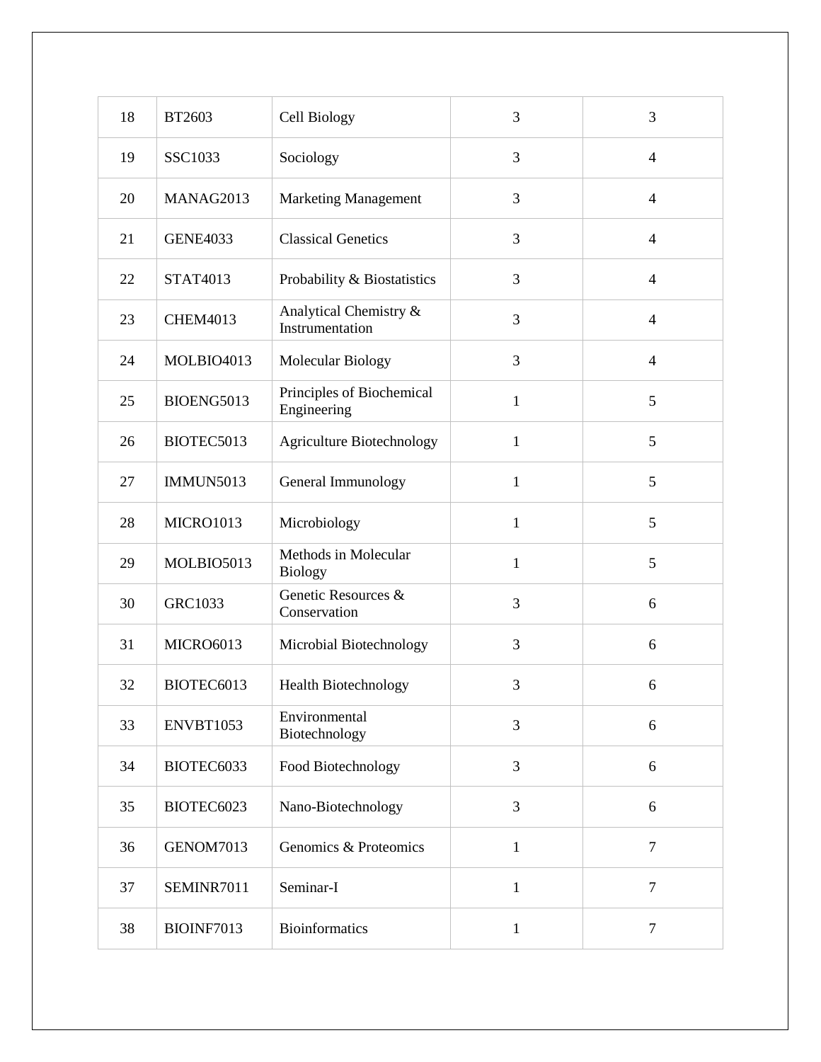| 18 | BT2603 | Cell Biology | 3 | 3 |
|---|---|---|---|---|
| 19 | SSC1033 | Sociology | 3 | 4 |
| 20 | MANAG2013 | Marketing Management | 3 | 4 |
| 21 | GENE4033 | Classical Genetics | 3 | 4 |
| 22 | STAT4013 | Probability & Biostatistics | 3 | 4 |
| 23 | CHEM4013 | Analytical Chemistry & Instrumentation | 3 | 4 |
| 24 | MOLBIO4013 | Molecular Biology | 3 | 4 |
| 25 | BIOENG5013 | Principles of Biochemical Engineering | 1 | 5 |
| 26 | BIOTEC5013 | Agriculture Biotechnology | 1 | 5 |
| 27 | IMMUN5013 | General Immunology | 1 | 5 |
| 28 | MICRO1013 | Microbiology | 1 | 5 |
| 29 | MOLBIO5013 | Methods in Molecular Biology | 1 | 5 |
| 30 | GRC1033 | Genetic Resources & Conservation | 3 | 6 |
| 31 | MICRO6013 | Microbial Biotechnology | 3 | 6 |
| 32 | BIOTEC6013 | Health Biotechnology | 3 | 6 |
| 33 | ENVBT1053 | Environmental Biotechnology | 3 | 6 |
| 34 | BIOTEC6033 | Food Biotechnology | 3 | 6 |
| 35 | BIOTEC6023 | Nano-Biotechnology | 3 | 6 |
| 36 | GENOM7013 | Genomics & Proteomics | 1 | 7 |
| 37 | SEMINR7011 | Seminar-I | 1 | 7 |
| 38 | BIOINF7013 | Bioinformatics | 1 | 7 |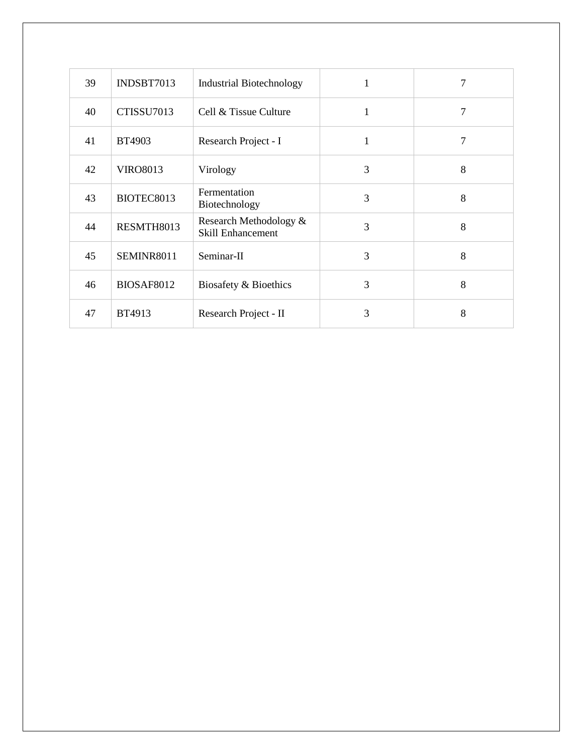| | | | | |
|---|---|---|---|---|
| 39 | INDSBT7013 | Industrial Biotechnology | 1 | 7 |
| 40 | CTISSU7013 | Cell & Tissue Culture | 1 | 7 |
| 41 | BT4903 | Research Project - I | 1 | 7 |
| 42 | VIRO8013 | Virology | 3 | 8 |
| 43 | BIOTEC8013 | Fermentation Biotechnology | 3 | 8 |
| 44 | RESMTH8013 | Research Methodology & Skill Enhancement | 3 | 8 |
| 45 | SEMINR8011 | Seminar-II | 3 | 8 |
| 46 | BIOSAF8012 | Biosafety & Bioethics | 3 | 8 |
| 47 | BT4913 | Research Project - II | 3 | 8 |